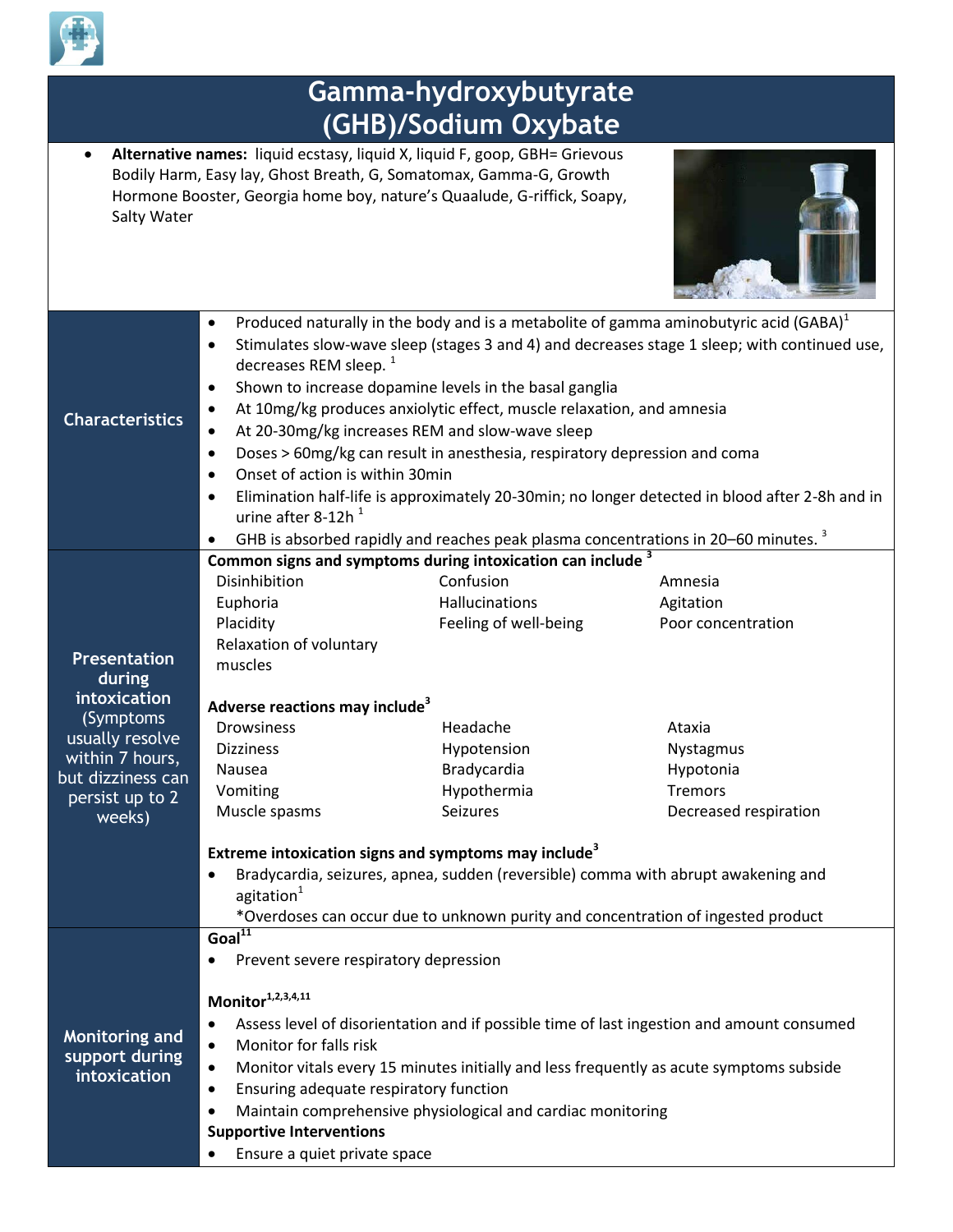# Gamma-hydroxybutyrate (GHB)/Sodium Oxybate

- **Alternative names:** liquid ecstasy, liquid X, liquid F, goop, GBH= Grievous Bodily Harm, Easy lay, Ghost Breath, G, Somatomax, Gamma-G, Growth Hormone Booster, Georgia home boy, nature's Quaalude, G-riffick, Soapy, Salty Water

## Characteristics

- Produced naturally in the body and is a metabolite of gamma aminobutyric acid (GABA)[1]
- Stimulates slow-wave sleep (stages 3 and 4) and decreases stage 1 sleep; with continued use, decreases REM sleep. [1]
- Shown to increase dopamine levels in the basal ganglia
- At 10mg/kg produces anxiolytic effect, muscle relaxation, and amnesia
- At 20-30mg/kg increases REM and slow-wave sleep
- Doses > 60mg/kg can result in anesthesia, respiratory depression and coma
- Onset of action is within 30min
- Elimination half-life is approximately 20-30min; no longer detected in blood after 2-8h and in urine after 8-12h [1]
- GHB is absorbed rapidly and reaches peak plasma concentrations in 20–60 minutes. [3]

## Presentation during intoxication (Symptoms usually resolve within 7 hours, but dizziness can persist up to 2 weeks)

**Common signs and symptoms during intoxication can include [3]**

| | | |
|---|---|---|
| Disinhibition | Confusion | Amnesia |
| Euphoria | Hallucinations | Agitation |
| Placidity | Feeling of well-being | Poor concentration |
| Relaxation of voluntary muscles | | |

**Adverse reactions may include[3]**

| | | |
|---|---|---|
| Drowsiness | Headache | Ataxia |
| Dizziness | Hypotension | Nystagmus |
| Nausea | Bradycardia | Hypotonia |
| Vomiting | Hypothermia | Tremors |
| Muscle spasms | Seizures | Decreased respiration |

**Extreme intoxication signs and symptoms may include[3]**

- Bradycardia, seizures, apnea, sudden (reversible) comma with abrupt awakening and agitation[1]

  *Overdoses can occur due to unknown purity and concentration of ingested product

## Monitoring and support during intoxication

**Goal[11]**

- Prevent severe respiratory depression

**Monitor[1,2,3,4,11]**

- Assess level of disorientation and if possible time of last ingestion and amount consumed
- Monitor for falls risk
- Monitor vitals every 15 minutes initially and less frequently as acute symptoms subside
- Ensuring adequate respiratory function
- Maintain comprehensive physiological and cardiac monitoring

**Supportive Interventions**

- Ensure a quiet private space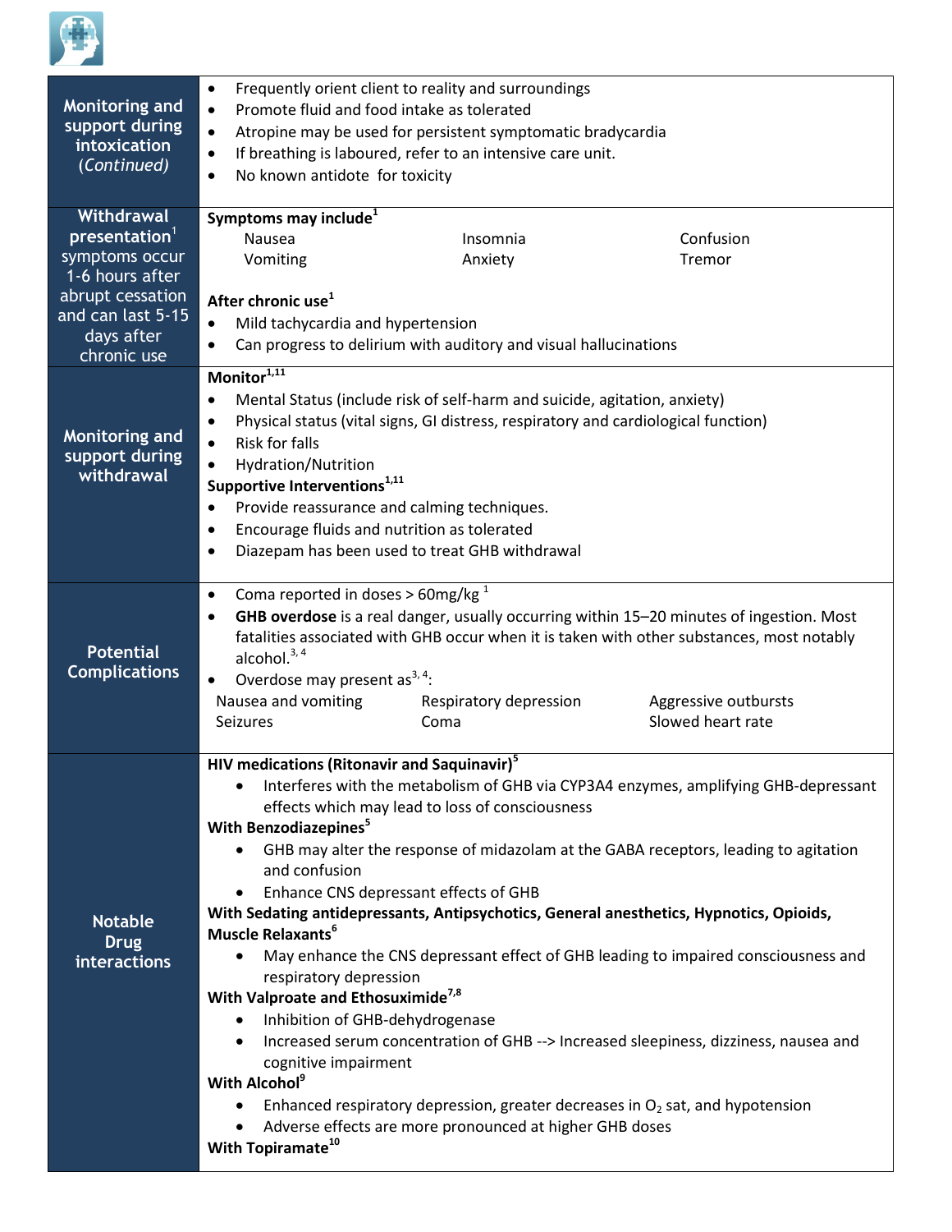| | |
|---|---|
| **Monitoring and support during intoxication** *(Continued)* | • Frequently orient client to reality and surroundings<br>• Promote fluid and food intake as tolerated<br>• Atropine may be used for persistent symptomatic bradycardia<br>• If breathing is laboured, refer to an intensive care unit.<br>• No known antidote for toxicity |
| **Withdrawal presentation**[1] symptoms occur 1-6 hours after abrupt cessation and can last 5-15 days after chronic use | **Symptoms may include**[1]<br>Nausea, Vomiting, Insomnia, Anxiety, Confusion, Tremor<br><br>**After chronic use**[1]<br>• Mild tachycardia and hypertension<br>• Can progress to delirium with auditory and visual hallucinations |
| **Monitoring and support during withdrawal** | **Monitor**[1,11]<br>• Mental Status (include risk of self-harm and suicide, agitation, anxiety)<br>• Physical status (vital signs, GI distress, respiratory and cardiological function)<br>• Risk for falls<br>• Hydration/Nutrition<br>**Supportive Interventions**[1,11]<br>• Provide reassurance and calming techniques.<br>• Encourage fluids and nutrition as tolerated<br>• Diazepam has been used to treat GHB withdrawal |
| **Potential Complications** | • Coma reported in doses > 60mg/kg [1]<br>• **GHB overdose** is a real danger, usually occurring within 15–20 minutes of ingestion. Most fatalities associated with GHB occur when it is taken with other substances, most notably alcohol.[3, 4]<br>• Overdose may present as[3, 4]:<br>Nausea and vomiting, Seizures, Respiratory depression, Coma, Aggressive outbursts, Slowed heart rate |
| **Notable Drug interactions** | **HIV medications (Ritonavir and Saquinavir)**[5]<br>• Interferes with the metabolism of GHB via CYP3A4 enzymes, amplifying GHB-depressant effects which may lead to loss of consciousness<br>**With Benzodiazepines**[5]<br>• GHB may alter the response of midazolam at the GABA receptors, leading to agitation and confusion<br>• Enhance CNS depressant effects of GHB<br>**With Sedating antidepressants, Antipsychotics, General anesthetics, Hypnotics, Opioids, Muscle Relaxants**[6]<br>• May enhance the CNS depressant effect of GHB leading to impaired consciousness and respiratory depression<br>**With Valproate and Ethosuximide**[7,8]<br>• Inhibition of GHB-dehydrogenase<br>• Increased serum concentration of GHB --> Increased sleepiness, dizziness, nausea and cognitive impairment<br>**With Alcohol**[9]<br>• Enhanced respiratory depression, greater decreases in $O_2$ sat, and hypotension<br>• Adverse effects are more pronounced at higher GHB doses<br>**With Topiramate**[10] |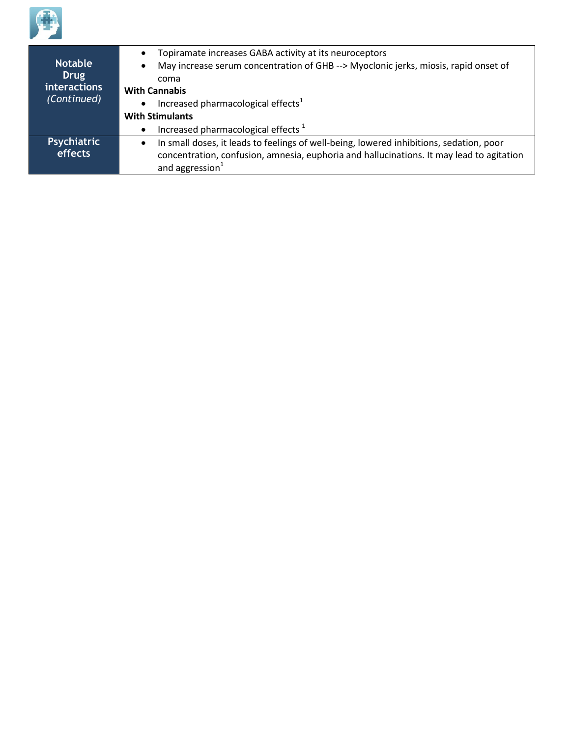| | |
|---|---|
| **Notable Drug interactions** *(Continued)* | • Topiramate increases GABA activity at its neuroceptors<br>• May increase serum concentration of GHB --> Myoclonic jerks, miosis, rapid onset of coma<br>**With Cannabis**<br>• Increased pharmacological effects[1]<br>**With Stimulants**<br>• Increased pharmacological effects [1] |
| **Psychiatric effects** | • In small doses, it leads to feelings of well-being, lowered inhibitions, sedation, poor concentration, confusion, amnesia, euphoria and hallucinations. It may lead to agitation and aggression[1] |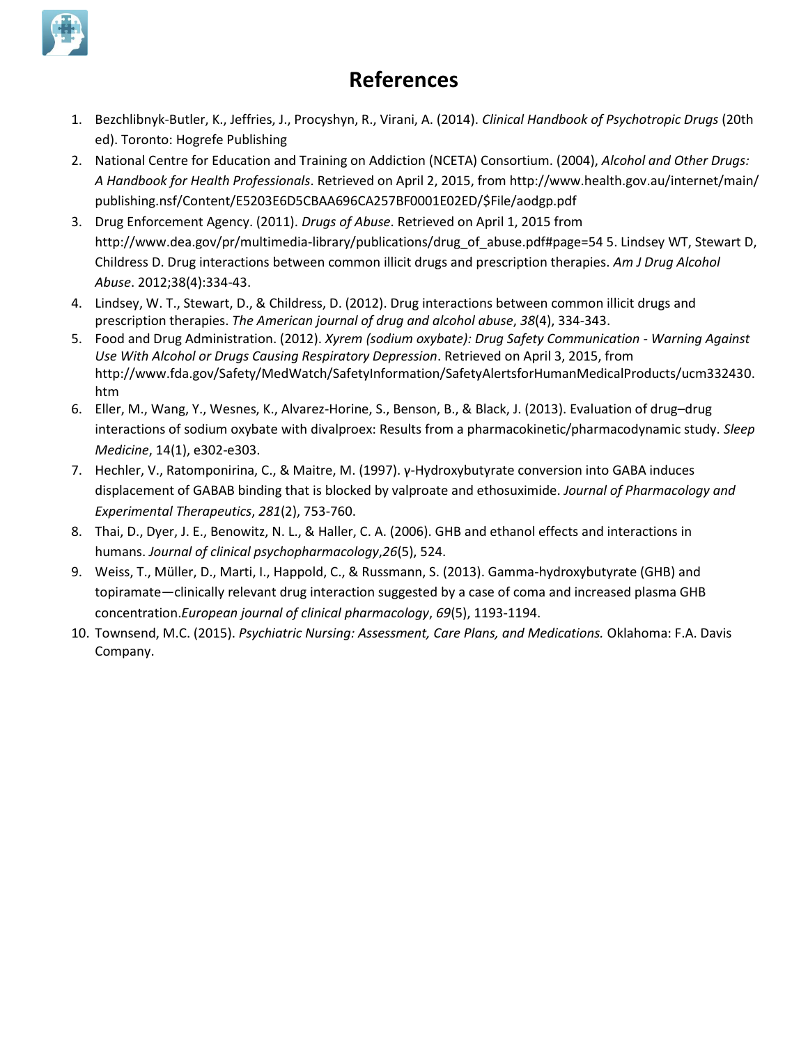# References

1. Bezchlibnyk-Butler, K., Jeffries, J., Procyshyn, R., Virani, A. (2014). *Clinical Handbook of Psychotropic Drugs* (20th ed). Toronto: Hogrefe Publishing
2. National Centre for Education and Training on Addiction (NCETA) Consortium. (2004), *Alcohol and Other Drugs: A Handbook for Health Professionals*. Retrieved on April 2, 2015, from http://www.health.gov.au/internet/main/publishing.nsf/Content/E5203E6D5CBAA696CA257BF0001E02ED/$File/aodgp.pdf
3. Drug Enforcement Agency. (2011). *Drugs of Abuse*. Retrieved on April 1, 2015 from http://www.dea.gov/pr/multimedia-library/publications/drug_of_abuse.pdf#page=54 5. Lindsey WT, Stewart D, Childress D. Drug interactions between common illicit drugs and prescription therapies. *Am J Drug Alcohol Abuse*. 2012;38(4):334-43.
4. Lindsey, W. T., Stewart, D., & Childress, D. (2012). Drug interactions between common illicit drugs and prescription therapies. *The American journal of drug and alcohol abuse*, *38*(4), 334-343.
5. Food and Drug Administration. (2012). *Xyrem (sodium oxybate): Drug Safety Communication - Warning Against Use With Alcohol or Drugs Causing Respiratory Depression*. Retrieved on April 3, 2015, from http://www.fda.gov/Safety/MedWatch/SafetyInformation/SafetyAlertsforHumanMedicalProducts/ucm332430.htm
6. Eller, M., Wang, Y., Wesnes, K., Alvarez-Horine, S., Benson, B., & Black, J. (2013). Evaluation of drug–drug interactions of sodium oxybate with divalproex: Results from a pharmacokinetic/pharmacodynamic study. *Sleep Medicine*, 14(1), e302-e303.
7. Hechler, V., Ratomponirina, C., & Maitre, M. (1997). γ-Hydroxybutyrate conversion into GABA induces displacement of GABAB binding that is blocked by valproate and ethosuximide. *Journal of Pharmacology and Experimental Therapeutics*, *281*(2), 753-760.
8. Thai, D., Dyer, J. E., Benowitz, N. L., & Haller, C. A. (2006). GHB and ethanol effects and interactions in humans. *Journal of clinical psychopharmacology*,*26*(5), 524.
9. Weiss, T., Müller, D., Marti, I., Happold, C., & Russmann, S. (2013). Gamma-hydroxybutyrate (GHB) and topiramate—clinically relevant drug interaction suggested by a case of coma and increased plasma GHB concentration.*European journal of clinical pharmacology*, *69*(5), 1193-1194.
10. Townsend, M.C. (2015). *Psychiatric Nursing: Assessment, Care Plans, and Medications.* Oklahoma: F.A. Davis Company.